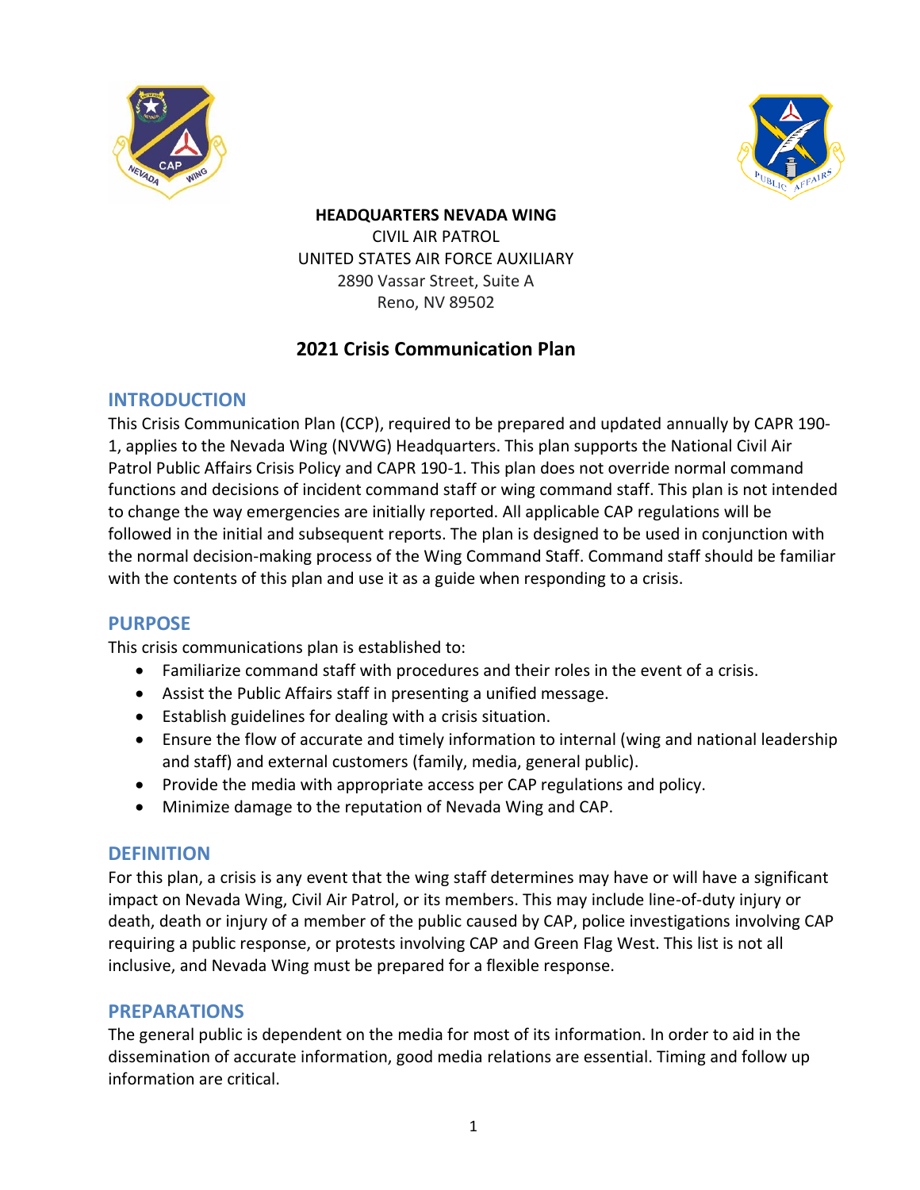**HEADQUARTERS NEVADA WING**
CIVIL AIR PATROL
UNITED STATES AIR FORCE AUXILIARY
2890 Vassar Street, Suite A
Reno, NV 89502

# 2021 Crisis Communication Plan

## INTRODUCTION

This Crisis Communication Plan (CCP), required to be prepared and updated annually by CAPR 190-1, applies to the Nevada Wing (NVWG) Headquarters. This plan supports the National Civil Air Patrol Public Affairs Crisis Policy and CAPR 190-1. This plan does not override normal command functions and decisions of incident command staff or wing command staff. This plan is not intended to change the way emergencies are initially reported. All applicable CAP regulations will be followed in the initial and subsequent reports. The plan is designed to be used in conjunction with the normal decision-making process of the Wing Command Staff. Command staff should be familiar with the contents of this plan and use it as a guide when responding to a crisis.

## PURPOSE

This crisis communications plan is established to:

- Familiarize command staff with procedures and their roles in the event of a crisis.
- Assist the Public Affairs staff in presenting a unified message.
- Establish guidelines for dealing with a crisis situation.
- Ensure the flow of accurate and timely information to internal (wing and national leadership and staff) and external customers (family, media, general public).
- Provide the media with appropriate access per CAP regulations and policy.
- Minimize damage to the reputation of Nevada Wing and CAP.

## DEFINITION

For this plan, a crisis is any event that the wing staff determines may have or will have a significant impact on Nevada Wing, Civil Air Patrol, or its members. This may include line-of-duty injury or death, death or injury of a member of the public caused by CAP, police investigations involving CAP requiring a public response, or protests involving CAP and Green Flag West. This list is not all inclusive, and Nevada Wing must be prepared for a flexible response.

## PREPARATIONS

The general public is dependent on the media for most of its information. In order to aid in the dissemination of accurate information, good media relations are essential. Timing and follow up information are critical.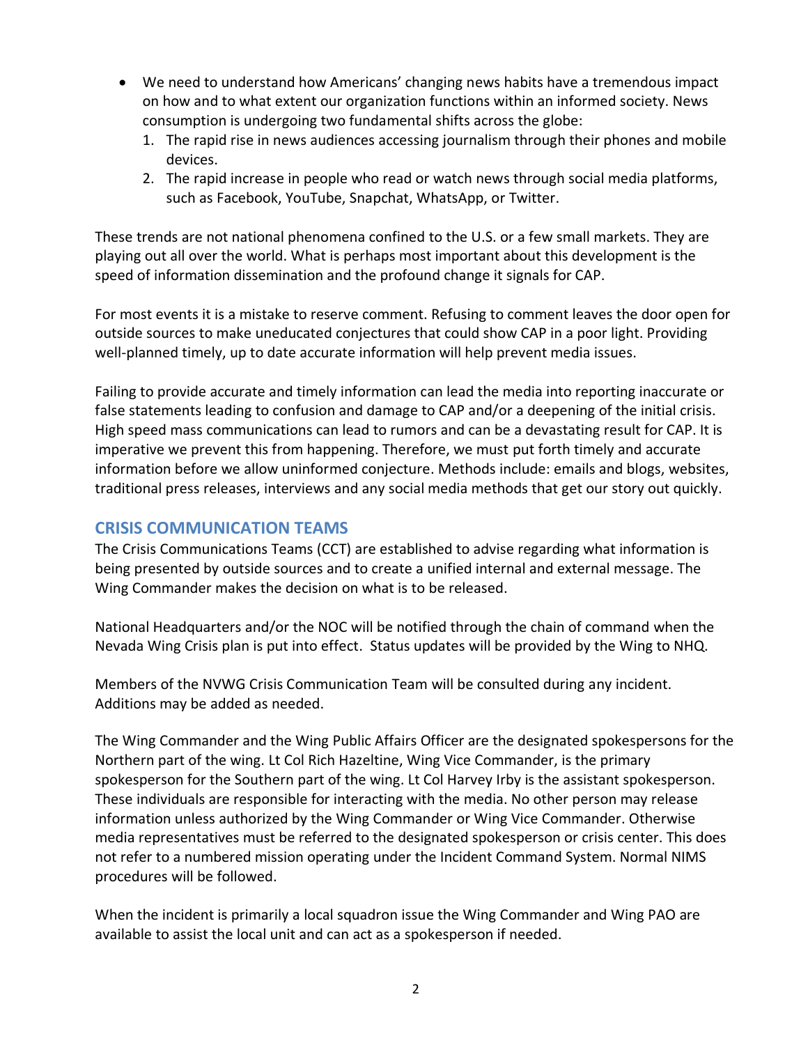- We need to understand how Americans' changing news habits have a tremendous impact on how and to what extent our organization functions within an informed society. News consumption is undergoing two fundamental shifts across the globe:
  1. The rapid rise in news audiences accessing journalism through their phones and mobile devices.
  2. The rapid increase in people who read or watch news through social media platforms, such as Facebook, YouTube, Snapchat, WhatsApp, or Twitter.

These trends are not national phenomena confined to the U.S. or a few small markets. They are playing out all over the world. What is perhaps most important about this development is the speed of information dissemination and the profound change it signals for CAP.

For most events it is a mistake to reserve comment. Refusing to comment leaves the door open for outside sources to make uneducated conjectures that could show CAP in a poor light. Providing well-planned timely, up to date accurate information will help prevent media issues.

Failing to provide accurate and timely information can lead the media into reporting inaccurate or false statements leading to confusion and damage to CAP and/or a deepening of the initial crisis. High speed mass communications can lead to rumors and can be a devastating result for CAP. It is imperative we prevent this from happening. Therefore, we must put forth timely and accurate information before we allow uninformed conjecture. Methods include: emails and blogs, websites, traditional press releases, interviews and any social media methods that get our story out quickly.

## CRISIS COMMUNICATION TEAMS

The Crisis Communications Teams (CCT) are established to advise regarding what information is being presented by outside sources and to create a unified internal and external message. The Wing Commander makes the decision on what is to be released.

National Headquarters and/or the NOC will be notified through the chain of command when the Nevada Wing Crisis plan is put into effect. Status updates will be provided by the Wing to NHQ.

Members of the NVWG Crisis Communication Team will be consulted during any incident. Additions may be added as needed.

The Wing Commander and the Wing Public Affairs Officer are the designated spokespersons for the Northern part of the wing. Lt Col Rich Hazeltine, Wing Vice Commander, is the primary spokesperson for the Southern part of the wing. Lt Col Harvey Irby is the assistant spokesperson. These individuals are responsible for interacting with the media. No other person may release information unless authorized by the Wing Commander or Wing Vice Commander. Otherwise media representatives must be referred to the designated spokesperson or crisis center. This does not refer to a numbered mission operating under the Incident Command System. Normal NIMS procedures will be followed.

When the incident is primarily a local squadron issue the Wing Commander and Wing PAO are available to assist the local unit and can act as a spokesperson if needed.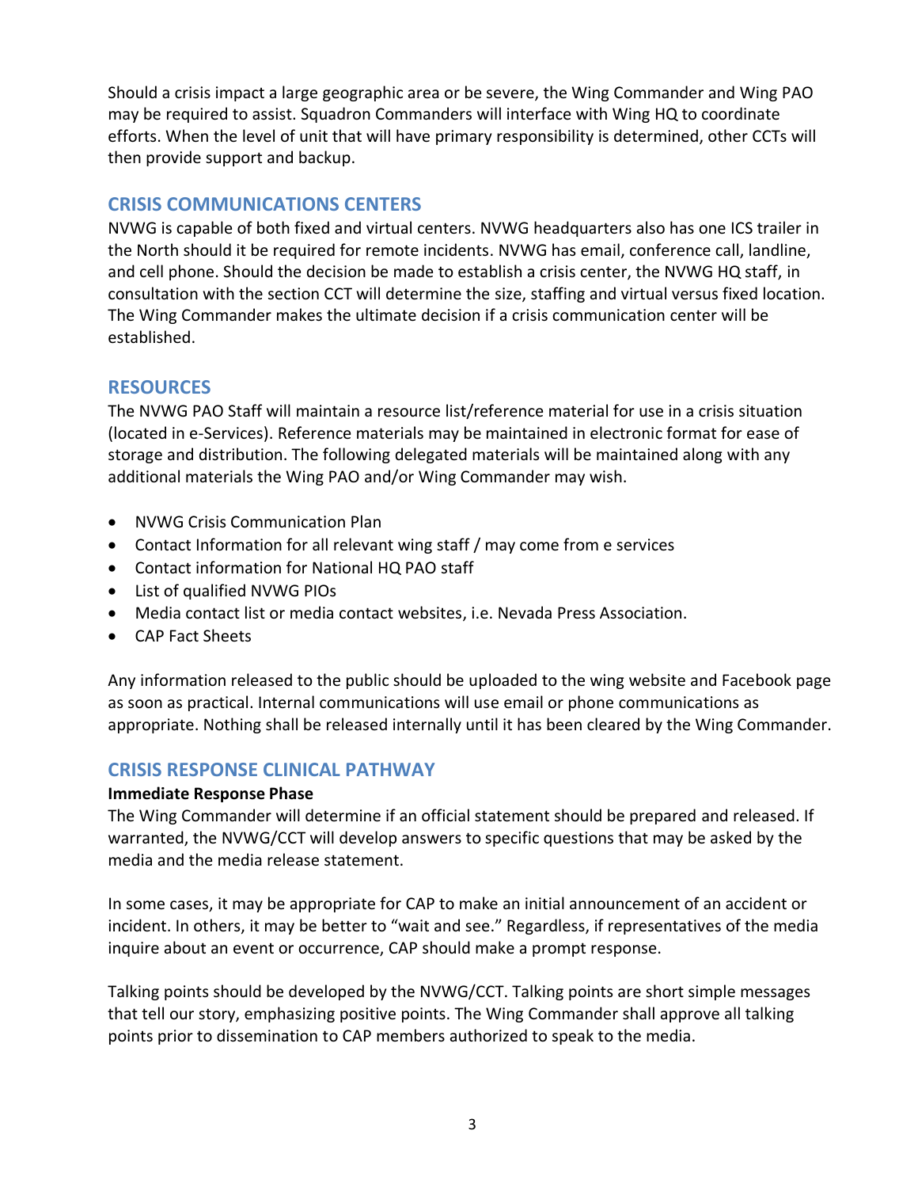Should a crisis impact a large geographic area or be severe, the Wing Commander and Wing PAO may be required to assist. Squadron Commanders will interface with Wing HQ to coordinate efforts. When the level of unit that will have primary responsibility is determined, other CCTs will then provide support and backup.

## CRISIS COMMUNICATIONS CENTERS

NVWG is capable of both fixed and virtual centers. NVWG headquarters also has one ICS trailer in the North should it be required for remote incidents. NVWG has email, conference call, landline, and cell phone. Should the decision be made to establish a crisis center, the NVWG HQ staff, in consultation with the section CCT will determine the size, staffing and virtual versus fixed location. The Wing Commander makes the ultimate decision if a crisis communication center will be established.

## RESOURCES

The NVWG PAO Staff will maintain a resource list/reference material for use in a crisis situation (located in e-Services). Reference materials may be maintained in electronic format for ease of storage and distribution. The following delegated materials will be maintained along with any additional materials the Wing PAO and/or Wing Commander may wish.

- NVWG Crisis Communication Plan
- Contact Information for all relevant wing staff / may come from e services
- Contact information for National HQ PAO staff
- List of qualified NVWG PIOs
- Media contact list or media contact websites, i.e. Nevada Press Association.
- CAP Fact Sheets

Any information released to the public should be uploaded to the wing website and Facebook page as soon as practical. Internal communications will use email or phone communications as appropriate. Nothing shall be released internally until it has been cleared by the Wing Commander.

## CRISIS RESPONSE CLINICAL PATHWAY

**Immediate Response Phase**

The Wing Commander will determine if an official statement should be prepared and released. If warranted, the NVWG/CCT will develop answers to specific questions that may be asked by the media and the media release statement.

In some cases, it may be appropriate for CAP to make an initial announcement of an accident or incident. In others, it may be better to "wait and see." Regardless, if representatives of the media inquire about an event or occurrence, CAP should make a prompt response.

Talking points should be developed by the NVWG/CCT. Talking points are short simple messages that tell our story, emphasizing positive points. The Wing Commander shall approve all talking points prior to dissemination to CAP members authorized to speak to the media.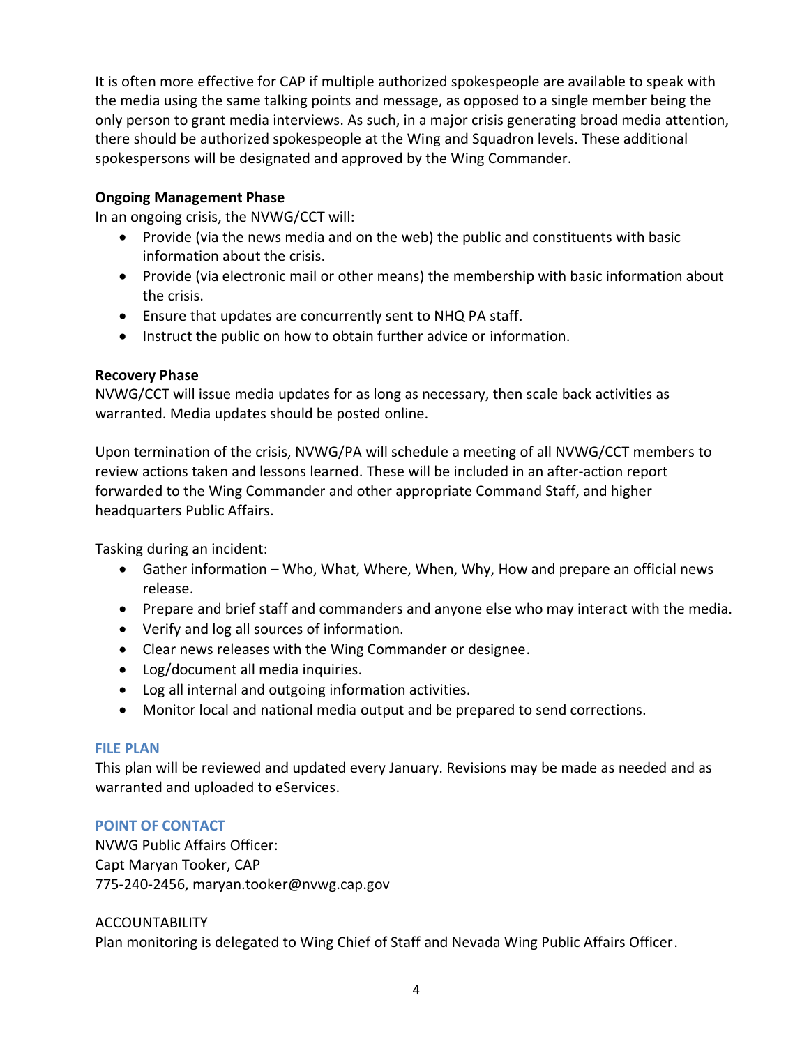It is often more effective for CAP if multiple authorized spokespeople are available to speak with the media using the same talking points and message, as opposed to a single member being the only person to grant media interviews. As such, in a major crisis generating broad media attention, there should be authorized spokespeople at the Wing and Squadron levels. These additional spokespersons will be designated and approved by the Wing Commander.

**Ongoing Management Phase**
In an ongoing crisis, the NVWG/CCT will:

- Provide (via the news media and on the web) the public and constituents with basic information about the crisis.
- Provide (via electronic mail or other means) the membership with basic information about the crisis.
- Ensure that updates are concurrently sent to NHQ PA staff.
- Instruct the public on how to obtain further advice or information.

**Recovery Phase**
NVWG/CCT will issue media updates for as long as necessary, then scale back activities as warranted. Media updates should be posted online.

Upon termination of the crisis, NVWG/PA will schedule a meeting of all NVWG/CCT members to review actions taken and lessons learned. These will be included in an after-action report forwarded to the Wing Commander and other appropriate Command Staff, and higher headquarters Public Affairs.

Tasking during an incident:

- Gather information – Who, What, Where, When, Why, How and prepare an official news release.
- Prepare and brief staff and commanders and anyone else who may interact with the media.
- Verify and log all sources of information.
- Clear news releases with the Wing Commander or designee.
- Log/document all media inquiries.
- Log all internal and outgoing information activities.
- Monitor local and national media output and be prepared to send corrections.

## FILE PLAN

This plan will be reviewed and updated every January. Revisions may be made as needed and as warranted and uploaded to eServices.

## POINT OF CONTACT

NVWG Public Affairs Officer:
Capt Maryan Tooker, CAP
775-240-2456, maryan.tooker@nvwg.cap.gov

ACCOUNTABILITY
Plan monitoring is delegated to Wing Chief of Staff and Nevada Wing Public Affairs Officer.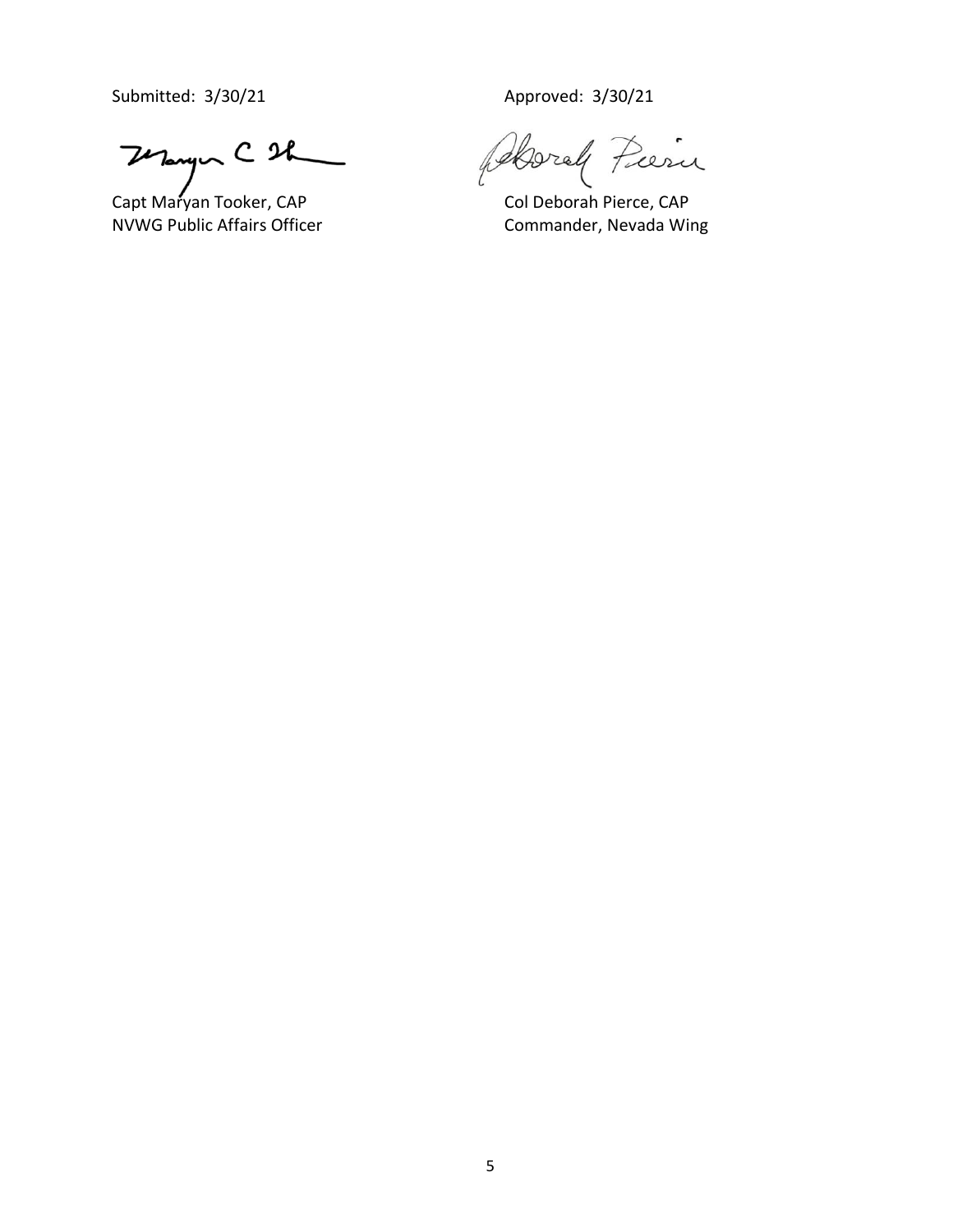Submitted: 3/30/21

Capt Maryan Tooker, CAP
NVWG Public Affairs Officer

Approved: 3/30/21

Col Deborah Pierce, CAP
Commander, Nevada Wing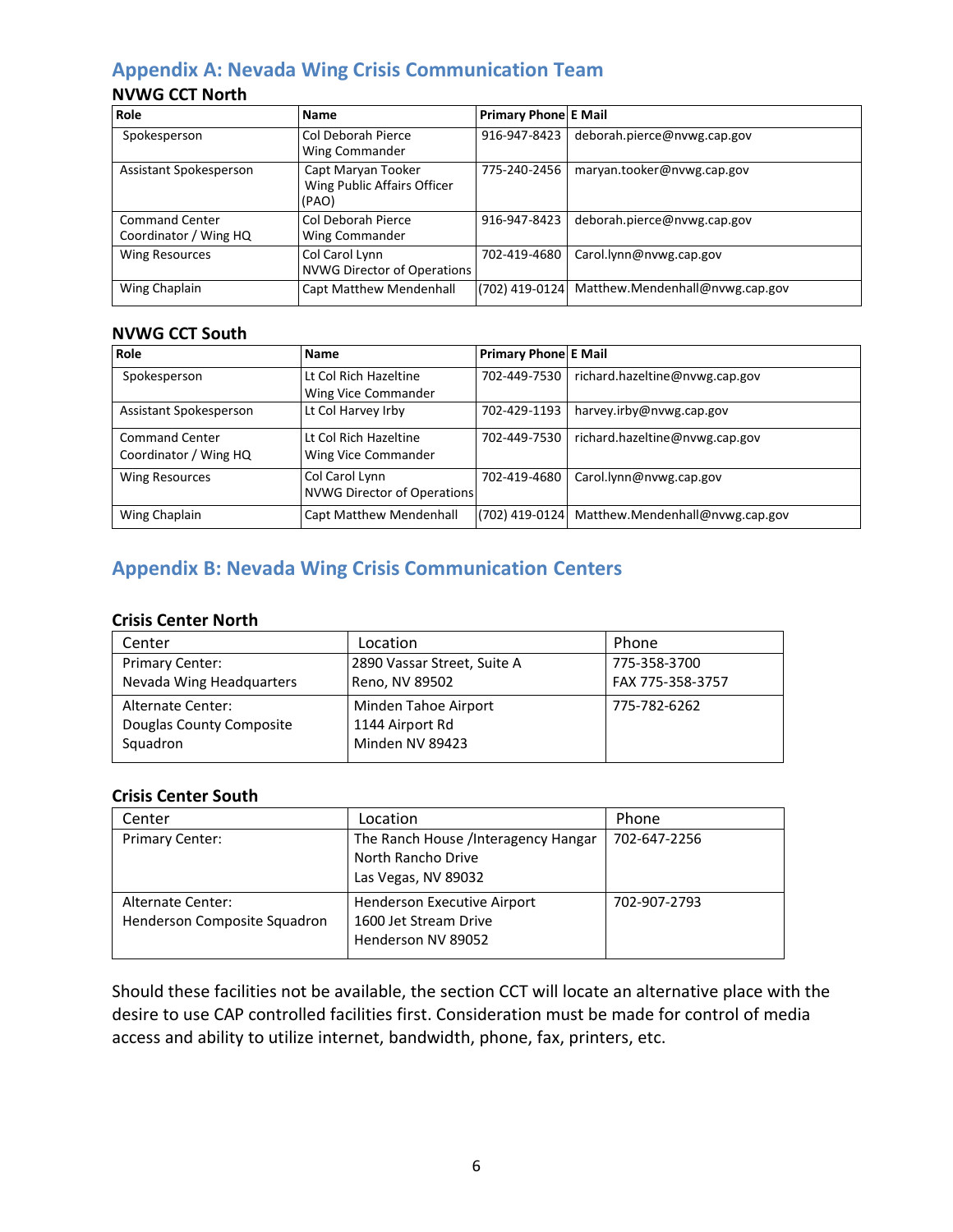## Appendix A: Nevada Wing Crisis Communication Team

### NVWG CCT North

| Role | Name | Primary Phone | E Mail |
|---|---|---|---|
| Spokesperson | Col Deborah Pierce<br>Wing Commander | 916-947-8423 | deborah.pierce@nvwg.cap.gov |
| Assistant Spokesperson | Capt Maryan Tooker<br>Wing Public Affairs Officer (PAO) | 775-240-2456 | maryan.tooker@nvwg.cap.gov |
| Command Center Coordinator / Wing HQ | Col Deborah Pierce<br>Wing Commander | 916-947-8423 | deborah.pierce@nvwg.cap.gov |
| Wing Resources | Col Carol Lynn<br>NVWG Director of Operations | 702-419-4680 | Carol.lynn@nvwg.cap.gov |
| Wing Chaplain | Capt Matthew Mendenhall | (702) 419-0124 | Matthew.Mendenhall@nvwg.cap.gov |

### NVWG CCT South

| Role | Name | Primary Phone | E Mail |
|---|---|---|---|
| Spokesperson | Lt Col Rich Hazeltine<br>Wing Vice Commander | 702-449-7530 | richard.hazeltine@nvwg.cap.gov |
| Assistant Spokesperson | Lt Col Harvey Irby | 702-429-1193 | harvey.irby@nvwg.cap.gov |
| Command Center Coordinator / Wing HQ | Lt Col Rich Hazeltine<br>Wing Vice Commander | 702-449-7530 | richard.hazeltine@nvwg.cap.gov |
| Wing Resources | Col Carol Lynn<br>NVWG Director of Operations | 702-419-4680 | Carol.lynn@nvwg.cap.gov |
| Wing Chaplain | Capt Matthew Mendenhall | (702) 419-0124 | Matthew.Mendenhall@nvwg.cap.gov |

## Appendix B: Nevada Wing Crisis Communication Centers

### Crisis Center North

| Center | Location | Phone |
|---|---|---|
| Primary Center:<br>Nevada Wing Headquarters | 2890 Vassar Street, Suite A<br>Reno, NV 89502 | 775-358-3700<br>FAX 775-358-3757 |
| Alternate Center:<br>Douglas County Composite Squadron | Minden Tahoe Airport<br>1144 Airport Rd<br>Minden NV 89423 | 775-782-6262 |

### Crisis Center South

| Center | Location | Phone |
|---|---|---|
| Primary Center: | The Ranch House /Interagency Hangar<br>North Rancho Drive<br>Las Vegas, NV 89032 | 702-647-2256 |
| Alternate Center:<br>Henderson Composite Squadron | Henderson Executive Airport<br>1600 Jet Stream Drive<br>Henderson NV 89052 | 702-907-2793 |

Should these facilities not be available, the section CCT will locate an alternative place with the desire to use CAP controlled facilities first. Consideration must be made for control of media access and ability to utilize internet, bandwidth, phone, fax, printers, etc.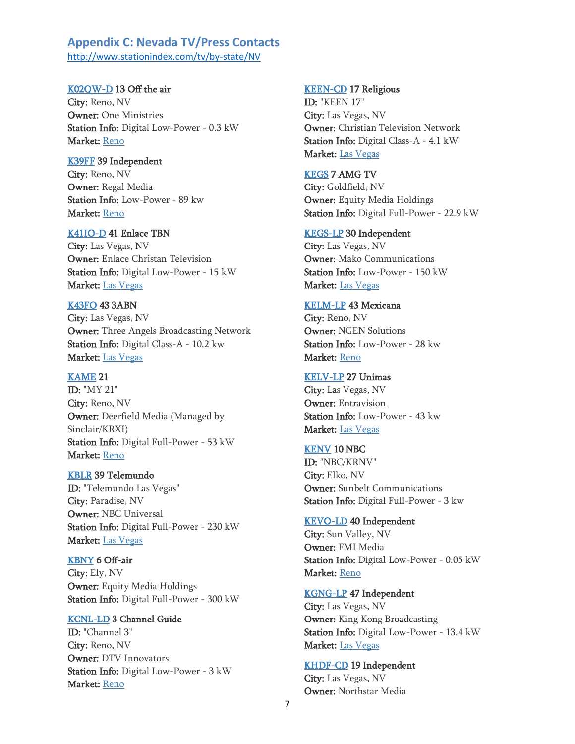## Appendix C: Nevada TV/Press Contacts

http://www.stationindex.com/tv/by-state/NV

**K02QW-D 13 Off the air**
**City:** Reno, NV
**Owner:** One Ministries
**Station Info:** Digital Low-Power - 0.3 kW
**Market:** Reno

**K39FF 39 Independent**
**City:** Reno, NV
**Owner:** Regal Media
**Station Info:** Low-Power - 89 kw
**Market:** Reno

**K41IO-D 41 Enlace TBN**
**City:** Las Vegas, NV
**Owner:** Enlace Christan Television
**Station Info:** Digital Low-Power - 15 kW
**Market:** Las Vegas

**K43FO 43 3ABN**
**City:** Las Vegas, NV
**Owner:** Three Angels Broadcasting Network
**Station Info:** Digital Class-A - 10.2 kw
**Market:** Las Vegas

**KAME 21**
**ID:** "MY 21"
**City:** Reno, NV
**Owner:** Deerfield Media (Managed by Sinclair/KRXI)
**Station Info:** Digital Full-Power - 53 kW
**Market:** Reno

**KBLR 39 Telemundo**
**ID:** "Telemundo Las Vegas"
**City:** Paradise, NV
**Owner:** NBC Universal
**Station Info:** Digital Full-Power - 230 kW
**Market:** Las Vegas

**KBNY 6 Off-air**
**City:** Ely, NV
**Owner:** Equity Media Holdings
**Station Info:** Digital Full-Power - 300 kW

**KCNL-LD 3 Channel Guide**
**ID:** "Channel 3"
**City:** Reno, NV
**Owner:** DTV Innovators
**Station Info:** Digital Low-Power - 3 kW
**Market:** Reno

**KEEN-CD 17 Religious**
**ID:** "KEEN 17"
**City:** Las Vegas, NV
**Owner:** Christian Television Network
**Station Info:** Digital Class-A - 4.1 kW
**Market:** Las Vegas

**KEGS 7 AMG TV**
**City:** Goldfield, NV
**Owner:** Equity Media Holdings
**Station Info:** Digital Full-Power - 22.9 kW

**KEGS-LP 30 Independent**
**City:** Las Vegas, NV
**Owner:** Mako Communications
**Station Info:** Low-Power - 150 kW
**Market:** Las Vegas

**KELM-LP 43 Mexicana**
**City:** Reno, NV
**Owner:** NGEN Solutions
**Station Info:** Low-Power - 28 kw
**Market:** Reno

**KELV-LP 27 Unimas**
**City:** Las Vegas, NV
**Owner:** Entravision
**Station Info:** Low-Power - 43 kw
**Market:** Las Vegas

**KENV 10 NBC**
**ID:** "NBC/KRNV"
**City:** Elko, NV
**Owner:** Sunbelt Communications
**Station Info:** Digital Full-Power - 3 kw

**KEVO-LD 40 Independent**
**City:** Sun Valley, NV
**Owner:** FMI Media
**Station Info:** Digital Low-Power - 0.05 kW
**Market:** Reno

**KGNG-LP 47 Independent**
**City:** Las Vegas, NV
**Owner:** King Kong Broadcasting
**Station Info:** Digital Low-Power - 13.4 kW
**Market:** Las Vegas

**KHDF-CD 19 Independent**
**City:** Las Vegas, NV
**Owner:** Northstar Media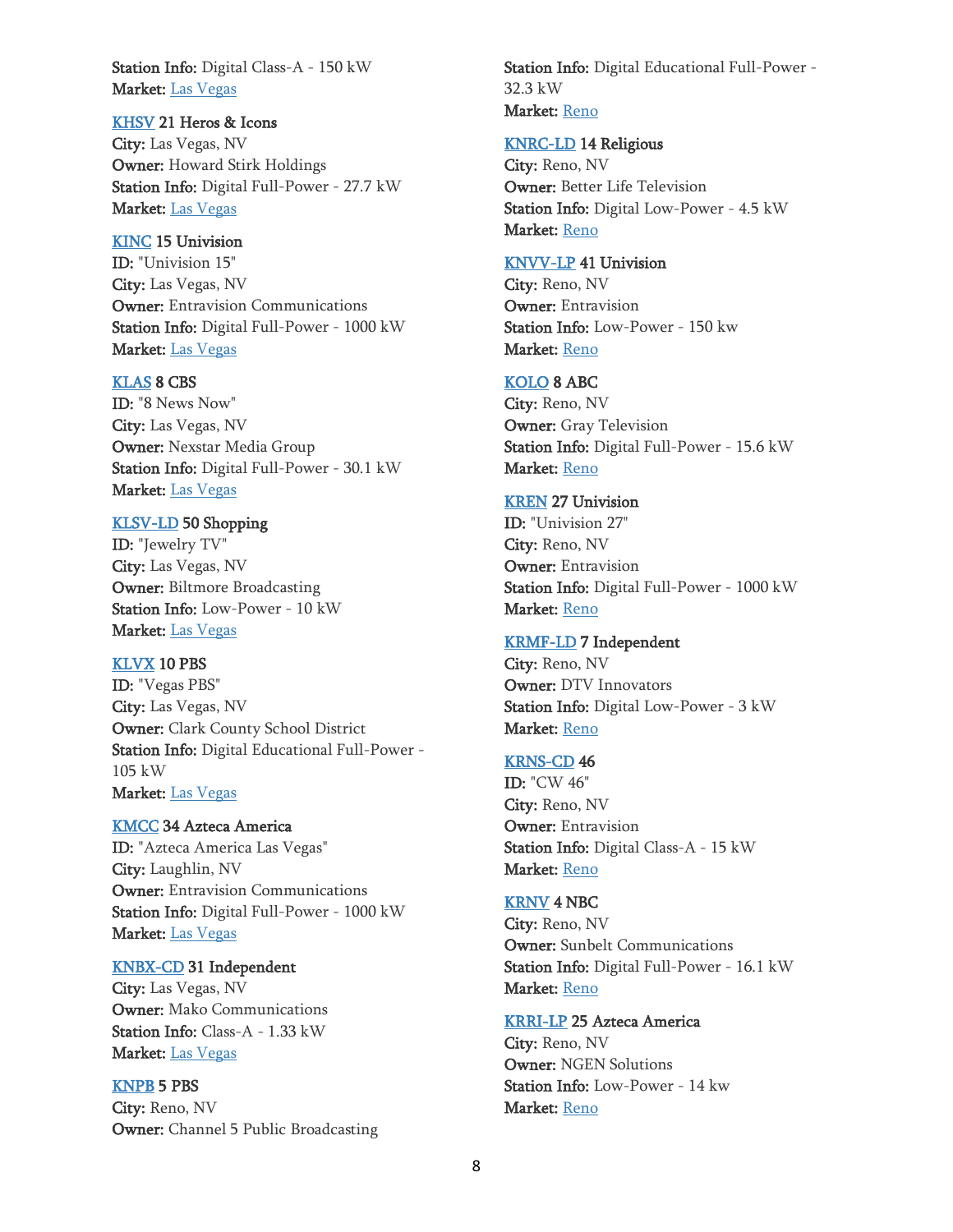**Station Info:** Digital Class-A - 150 kW
**Market:** Las Vegas

**KHSV 21 Heros & Icons**
**City:** Las Vegas, NV
**Owner:** Howard Stirk Holdings
**Station Info:** Digital Full-Power - 27.7 kW
**Market:** Las Vegas

**KINC 15 Univision**
**ID:** "Univision 15"
**City:** Las Vegas, NV
**Owner:** Entravision Communications
**Station Info:** Digital Full-Power - 1000 kW
**Market:** Las Vegas

**KLAS 8 CBS**
**ID:** "8 News Now"
**City:** Las Vegas, NV
**Owner:** Nexstar Media Group
**Station Info:** Digital Full-Power - 30.1 kW
**Market:** Las Vegas

**KLSV-LD 50 Shopping**
**ID:** "Jewelry TV"
**City:** Las Vegas, NV
**Owner:** Biltmore Broadcasting
**Station Info:** Low-Power - 10 kW
**Market:** Las Vegas

**KLVX 10 PBS**
**ID:** "Vegas PBS"
**City:** Las Vegas, NV
**Owner:** Clark County School District
**Station Info:** Digital Educational Full-Power - 105 kW
**Market:** Las Vegas

**KMCC 34 Azteca America**
**ID:** "Azteca America Las Vegas"
**City:** Laughlin, NV
**Owner:** Entravision Communications
**Station Info:** Digital Full-Power - 1000 kW
**Market:** Las Vegas

**KNBX-CD 31 Independent**
**City:** Las Vegas, NV
**Owner:** Mako Communications
**Station Info:** Class-A - 1.33 kW
**Market:** Las Vegas

**KNPB 5 PBS**
**City:** Reno, NV
**Owner:** Channel 5 Public Broadcasting
**Station Info:** Digital Educational Full-Power - 32.3 kW
**Market:** Reno

**KNRC-LD 14 Religious**
**City:** Reno, NV
**Owner:** Better Life Television
**Station Info:** Digital Low-Power - 4.5 kW
**Market:** Reno

**KNVV-LP 41 Univision**
**City:** Reno, NV
**Owner:** Entravision
**Station Info:** Low-Power - 150 kw
**Market:** Reno

**KOLO 8 ABC**
**City:** Reno, NV
**Owner:** Gray Television
**Station Info:** Digital Full-Power - 15.6 kW
**Market:** Reno

**KREN 27 Univision**
**ID:** "Univision 27"
**City:** Reno, NV
**Owner:** Entravision
**Station Info:** Digital Full-Power - 1000 kW
**Market:** Reno

**KRMF-LD 7 Independent**
**City:** Reno, NV
**Owner:** DTV Innovators
**Station Info:** Digital Low-Power - 3 kW
**Market:** Reno

**KRNS-CD 46**
**ID:** "CW 46"
**City:** Reno, NV
**Owner:** Entravision
**Station Info:** Digital Class-A - 15 kW
**Market:** Reno

**KRNV 4 NBC**
**City:** Reno, NV
**Owner:** Sunbelt Communications
**Station Info:** Digital Full-Power - 16.1 kW
**Market:** Reno

**KRRI-LP 25 Azteca America**
**City:** Reno, NV
**Owner:** NGEN Solutions
**Station Info:** Low-Power - 14 kw
**Market:** Reno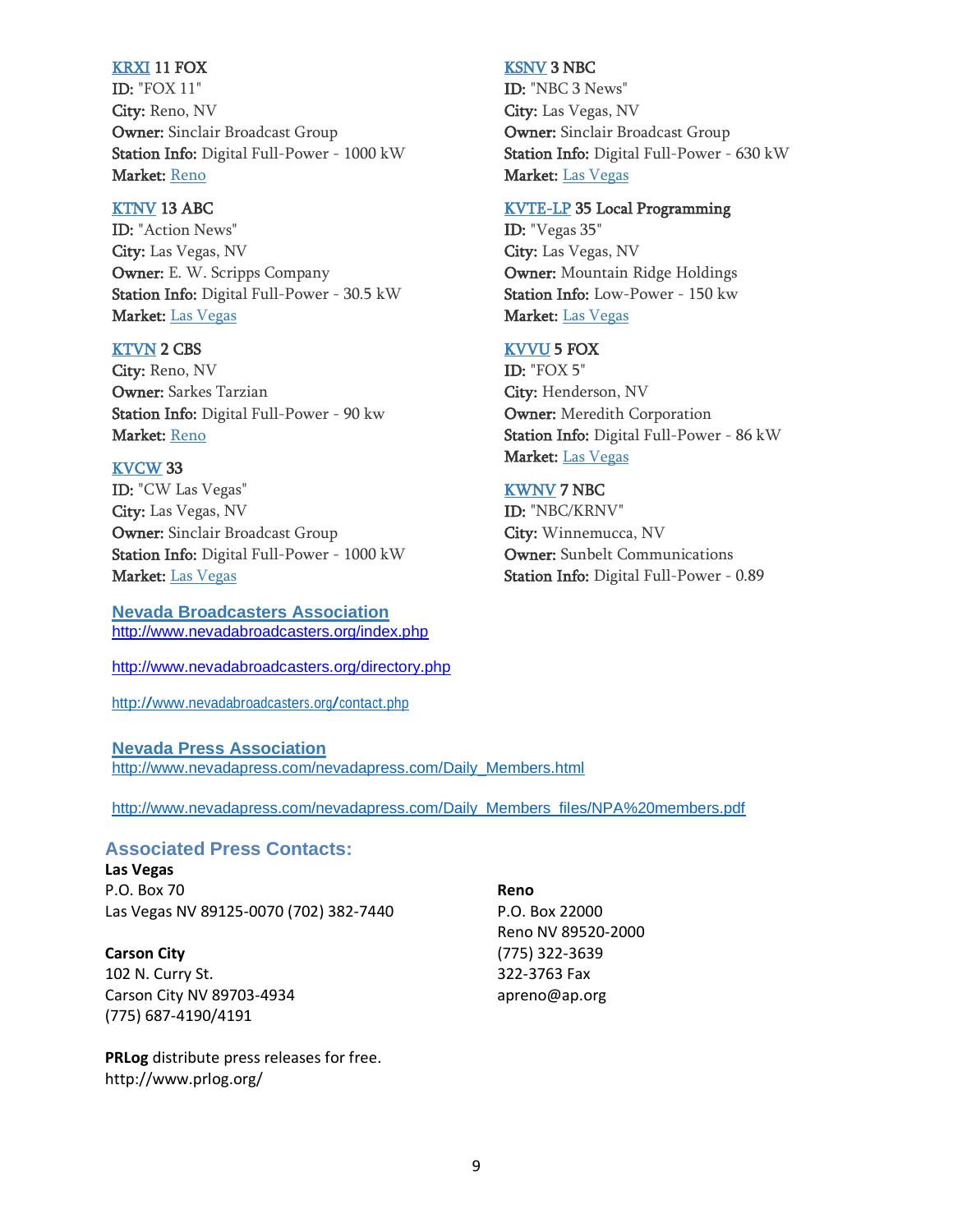**KRXI 11 FOX**
**ID:** "FOX 11"
**City:** Reno, NV
**Owner:** Sinclair Broadcast Group
**Station Info:** Digital Full-Power - 1000 kW
**Market:** Reno

**KTNV 13 ABC**
**ID:** "Action News"
**City:** Las Vegas, NV
**Owner:** E. W. Scripps Company
**Station Info:** Digital Full-Power - 30.5 kW
**Market:** Las Vegas

**KTVN 2 CBS**
**City:** Reno, NV
**Owner:** Sarkes Tarzian
**Station Info:** Digital Full-Power - 90 kw
**Market:** Reno

**KVCW 33**
**ID:** "CW Las Vegas"
**City:** Las Vegas, NV
**Owner:** Sinclair Broadcast Group
**Station Info:** Digital Full-Power - 1000 kW
**Market:** Las Vegas

**KSNV 3 NBC**
**ID:** "NBC 3 News"
**City:** Las Vegas, NV
**Owner:** Sinclair Broadcast Group
**Station Info:** Digital Full-Power - 630 kW
**Market:** Las Vegas

**KVTE-LP 35 Local Programming**
**ID:** "Vegas 35"
**City:** Las Vegas, NV
**Owner:** Mountain Ridge Holdings
**Station Info:** Low-Power - 150 kw
**Market:** Las Vegas

**KVVU 5 FOX**
**ID:** "FOX 5"
**City:** Henderson, NV
**Owner:** Meredith Corporation
**Station Info:** Digital Full-Power - 86 kW
**Market:** Las Vegas

**KWNV 7 NBC**
**ID:** "NBC/KRNV"
**City:** Winnemucca, NV
**Owner:** Sunbelt Communications
**Station Info:** Digital Full-Power - 0.89

## Nevada Broadcasters Association

http://www.nevadabroadcasters.org/index.php

http://www.nevadabroadcasters.org/directory.php

http://www.nevadabroadcasters.org/contact.php

## Nevada Press Association

http://www.nevadapress.com/nevadapress.com/Daily_Members.html

http://www.nevadapress.com/nevadapress.com/Daily_Members_files/NPA%20members.pdf

## Associated Press Contacts:

**Las Vegas**
P.O. Box 70
Las Vegas NV 89125-0070 (702) 382-7440

**Carson City**
102 N. Curry St.
Carson City NV 89703-4934
(775) 687-4190/4191

**Reno**
P.O. Box 22000
Reno NV 89520-2000
(775) 322-3639
322-3763 Fax
apreno@ap.org

**PRLog** distribute press releases for free.
http://www.prlog.org/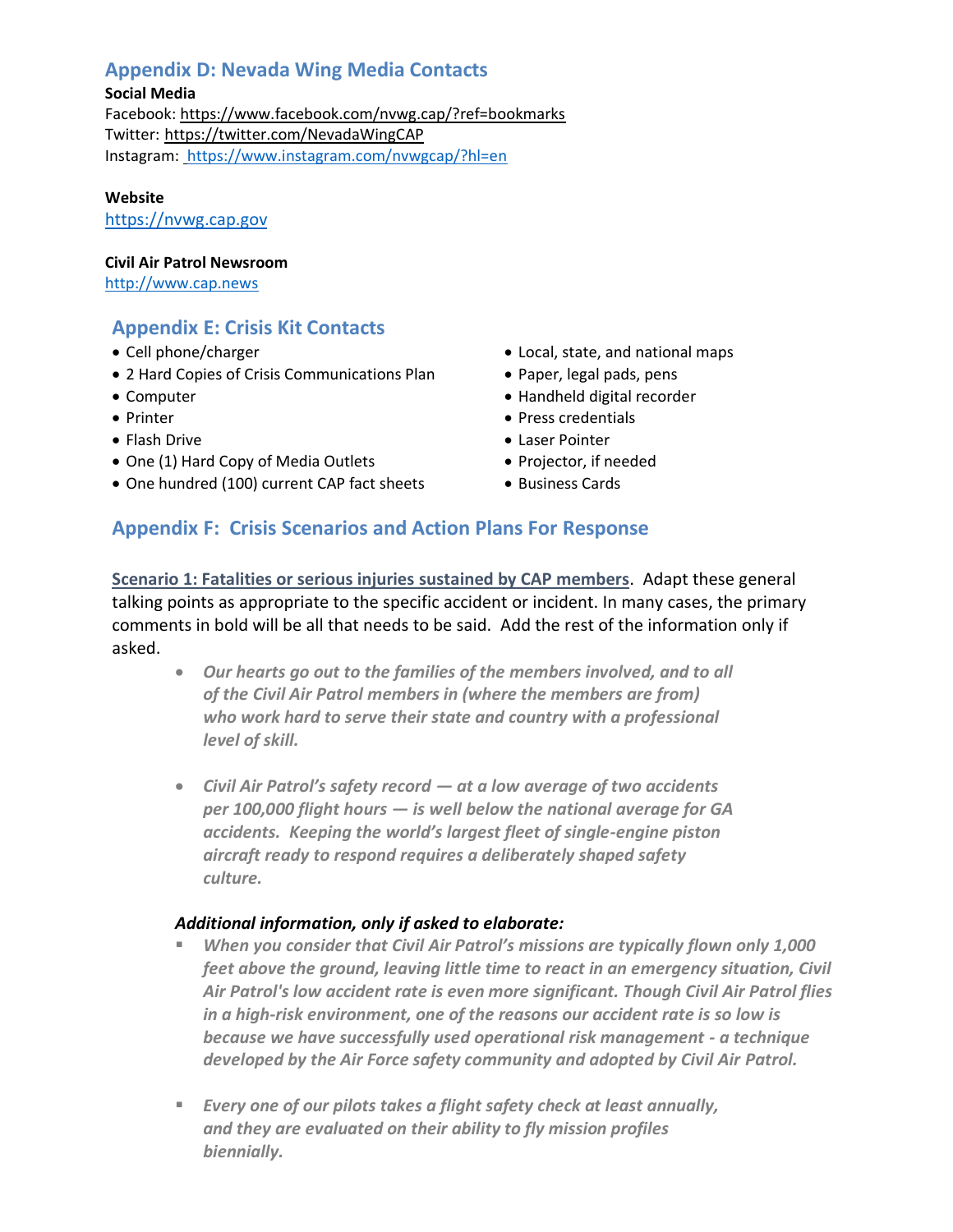## Appendix D: Nevada Wing Media Contacts

**Social Media**
Facebook: https://www.facebook.com/nvwg.cap/?ref=bookmarks
Twitter: https://twitter.com/NevadaWingCAP
Instagram: https://www.instagram.com/nvwgcap/?hl=en

**Website**
https://nvwg.cap.gov

**Civil Air Patrol Newsroom**
http://www.cap.news

## Appendix E: Crisis Kit Contacts

- Cell phone/charger
- 2 Hard Copies of Crisis Communications Plan
- Computer
- Printer
- Flash Drive
- One (1) Hard Copy of Media Outlets
- One hundred (100) current CAP fact sheets
- Local, state, and national maps
- Paper, legal pads, pens
- Handheld digital recorder
- Press credentials
- Laser Pointer
- Projector, if needed
- Business Cards

## Appendix F: Crisis Scenarios and Action Plans For Response

Scenario 1: Fatalities or serious injuries sustained by CAP members. Adapt these general talking points as appropriate to the specific accident or incident. In many cases, the primary comments in bold will be all that needs to be said. Add the rest of the information only if asked.

- ***Our hearts go out to the families of the members involved, and to all of the Civil Air Patrol members in (where the members are from) who work hard to serve their state and country with a professional level of skill.***
- ***Civil Air Patrol's safety record — at a low average of two accidents per 100,000 flight hours — is well below the national average for GA accidents. Keeping the world's largest fleet of single-engine piston aircraft ready to respond requires a deliberately shaped safety culture.***

***Additional information, only if asked to elaborate:***

- ***When you consider that Civil Air Patrol's missions are typically flown only 1,000 feet above the ground, leaving little time to react in an emergency situation, Civil Air Patrol's low accident rate is even more significant. Though Civil Air Patrol flies in a high-risk environment, one of the reasons our accident rate is so low is because we have successfully used operational risk management - a technique developed by the Air Force safety community and adopted by Civil Air Patrol.***
- ***Every one of our pilots takes a flight safety check at least annually, and they are evaluated on their ability to fly mission profiles biennially.***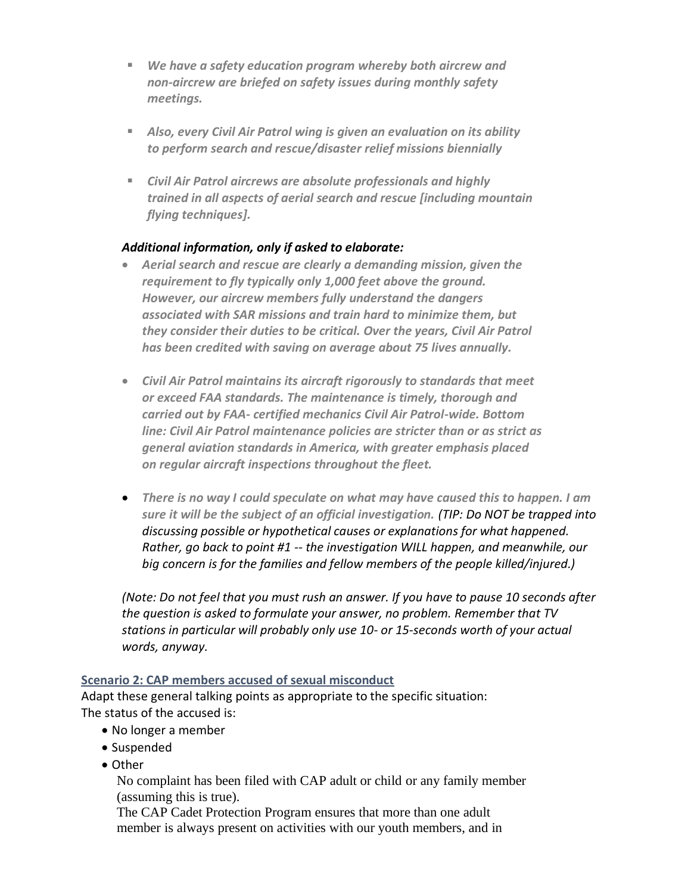- *We have a safety education program whereby both aircrew and non-aircrew are briefed on safety issues during monthly safety meetings.*

- *Also, every Civil Air Patrol wing is given an evaluation on its ability to perform search and rescue/disaster relief missions biennially*

- *Civil Air Patrol aircrews are absolute professionals and highly trained in all aspects of aerial search and rescue [including mountain flying techniques].*

***Additional information, only if asked to elaborate:***

- *Aerial search and rescue are clearly a demanding mission, given the requirement to fly typically only 1,000 feet above the ground. However, our aircrew members fully understand the dangers associated with SAR missions and train hard to minimize them, but they consider their duties to be critical. Over the years, Civil Air Patrol has been credited with saving on average about 75 lives annually.*

- *Civil Air Patrol maintains its aircraft rigorously to standards that meet or exceed FAA standards. The maintenance is timely, thorough and carried out by FAA- certified mechanics Civil Air Patrol-wide. Bottom line: Civil Air Patrol maintenance policies are stricter than or as strict as general aviation standards in America, with greater emphasis placed on regular aircraft inspections throughout the fleet.*

- *There is no way I could speculate on what may have caused this to happen. I am sure it will be the subject of an official investigation. (TIP: Do NOT be trapped into discussing possible or hypothetical causes or explanations for what happened. Rather, go back to point #1 -- the investigation WILL happen, and meanwhile, our big concern is for the families and fellow members of the people killed/injured.)*

*(Note: Do not feel that you must rush an answer. If you have to pause 10 seconds after the question is asked to formulate your answer, no problem. Remember that TV stations in particular will probably only use 10- or 15-seconds worth of your actual words, anyway.*

### Scenario 2: CAP members accused of sexual misconduct

Adapt these general talking points as appropriate to the specific situation:
The status of the accused is:

- No longer a member
- Suspended
- Other

No complaint has been filed with CAP adult or child or any family member (assuming this is true).
The CAP Cadet Protection Program ensures that more than one adult member is always present on activities with our youth members, and in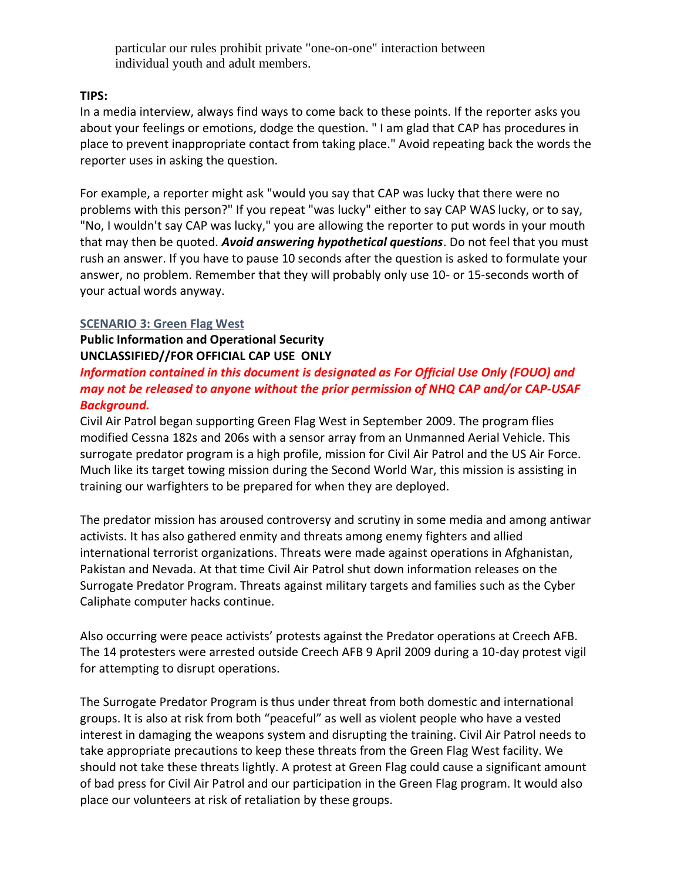particular our rules prohibit private "one-on-one" interaction between individual youth and adult members.

**TIPS:**

In a media interview, always find ways to come back to these points. If the reporter asks you about your feelings or emotions, dodge the question. " I am glad that CAP has procedures in place to prevent inappropriate contact from taking place." Avoid repeating back the words the reporter uses in asking the question.

For example, a reporter might ask "would you say that CAP was lucky that there were no problems with this person?" If you repeat "was lucky" either to say CAP WAS lucky, or to say, "No, I wouldn't say CAP was lucky," you are allowing the reporter to put words in your mouth that may then be quoted. ***Avoid answering hypothetical questions***. Do not feel that you must rush an answer. If you have to pause 10 seconds after the question is asked to formulate your answer, no problem. Remember that they will probably only use 10- or 15-seconds worth of your actual words anyway.

### SCENARIO 3: Green Flag West

**Public Information and Operational Security**
**UNCLASSIFIED//FOR OFFICIAL CAP USE ONLY**

***Information contained in this document is designated as For Official Use Only (FOUO) and may not be released to anyone without the prior permission of NHQ CAP and/or CAP-USAF***

***Background.***

Civil Air Patrol began supporting Green Flag West in September 2009. The program flies modified Cessna 182s and 206s with a sensor array from an Unmanned Aerial Vehicle. This surrogate predator program is a high profile, mission for Civil Air Patrol and the US Air Force. Much like its target towing mission during the Second World War, this mission is assisting in training our warfighters to be prepared for when they are deployed.

The predator mission has aroused controversy and scrutiny in some media and among antiwar activists. It has also gathered enmity and threats among enemy fighters and allied international terrorist organizations. Threats were made against operations in Afghanistan, Pakistan and Nevada. At that time Civil Air Patrol shut down information releases on the Surrogate Predator Program. Threats against military targets and families such as the Cyber Caliphate computer hacks continue.

Also occurring were peace activists' protests against the Predator operations at Creech AFB. The 14 protesters were arrested outside Creech AFB 9 April 2009 during a 10-day protest vigil for attempting to disrupt operations.

The Surrogate Predator Program is thus under threat from both domestic and international groups. It is also at risk from both "peaceful" as well as violent people who have a vested interest in damaging the weapons system and disrupting the training. Civil Air Patrol needs to take appropriate precautions to keep these threats from the Green Flag West facility. We should not take these threats lightly. A protest at Green Flag could cause a significant amount of bad press for Civil Air Patrol and our participation in the Green Flag program. It would also place our volunteers at risk of retaliation by these groups.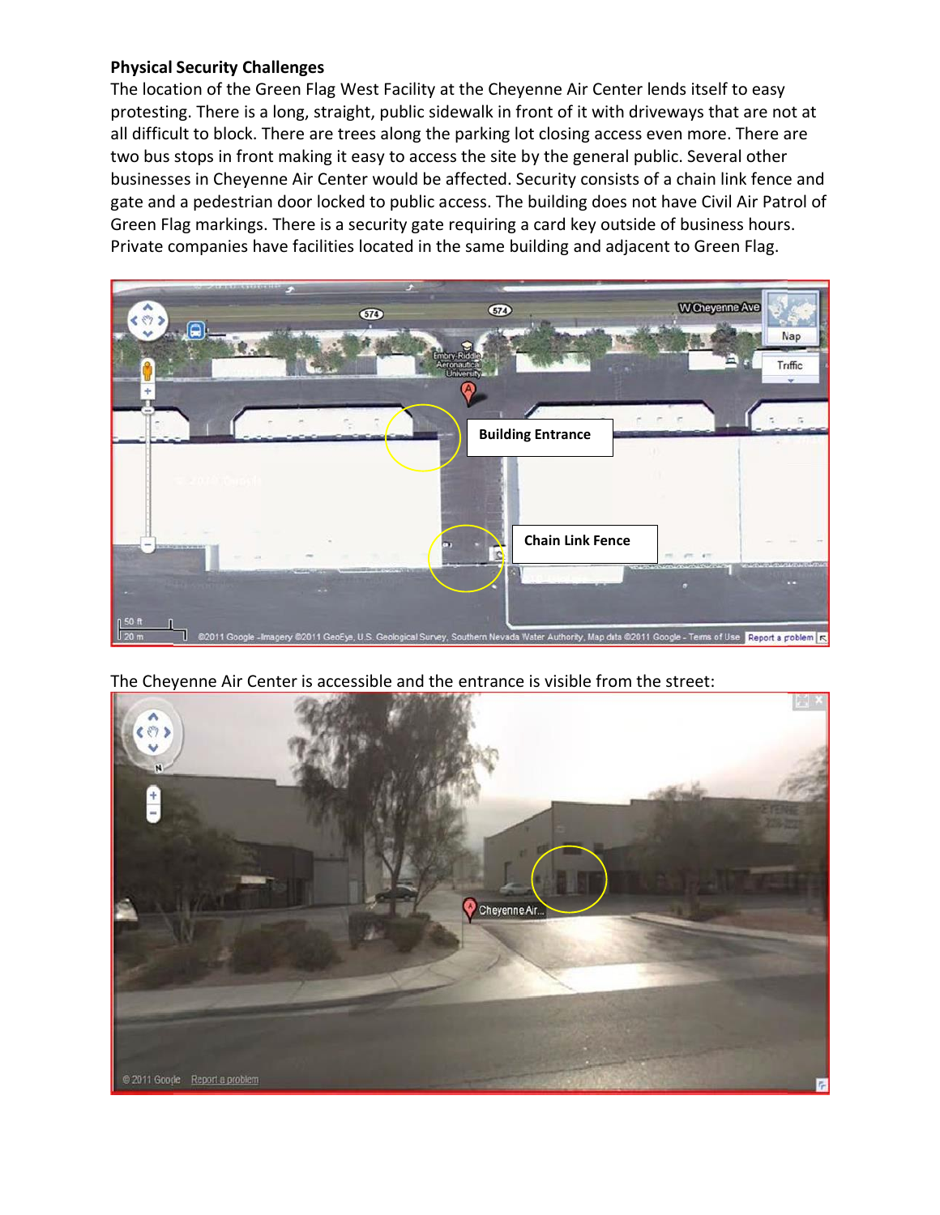**Physical Security Challenges**

The location of the Green Flag West Facility at the Cheyenne Air Center lends itself to easy protesting. There is a long, straight, public sidewalk in front of it with driveways that are not at all difficult to block. There are trees along the parking lot closing access even more. There are two bus stops in front making it easy to access the site by the general public. Several other businesses in Cheyenne Air Center would be affected. Security consists of a chain link fence and gate and a pedestrian door locked to public access. The building does not have Civil Air Patrol of Green Flag markings. There is a security gate requiring a card key outside of business hours. Private companies have facilities located in the same building and adjacent to Green Flag.

The Cheyenne Air Center is accessible and the entrance is visible from the street: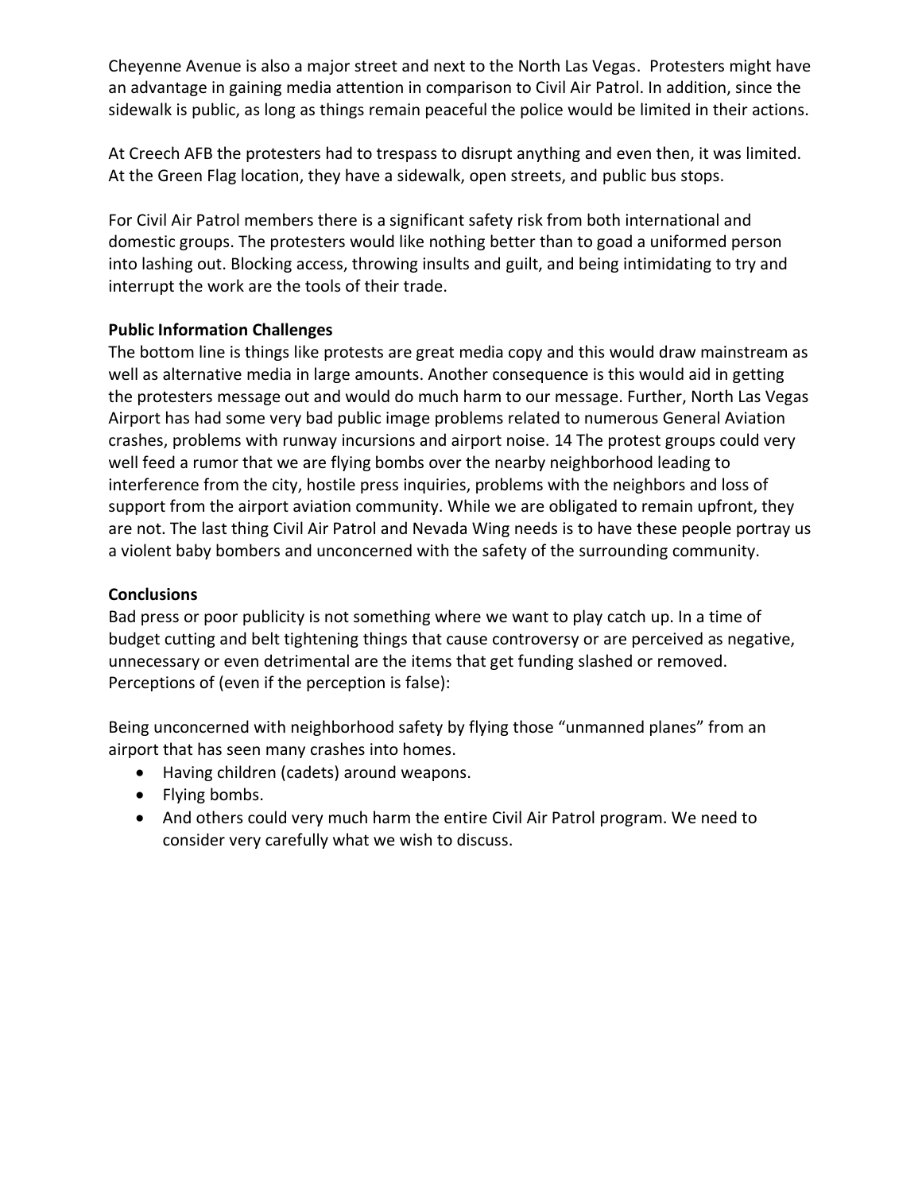Cheyenne Avenue is also a major street and next to the North Las Vegas. Protesters might have an advantage in gaining media attention in comparison to Civil Air Patrol. In addition, since the sidewalk is public, as long as things remain peaceful the police would be limited in their actions.

At Creech AFB the protesters had to trespass to disrupt anything and even then, it was limited. At the Green Flag location, they have a sidewalk, open streets, and public bus stops.

For Civil Air Patrol members there is a significant safety risk from both international and domestic groups. The protesters would like nothing better than to goad a uniformed person into lashing out. Blocking access, throwing insults and guilt, and being intimidating to try and interrupt the work are the tools of their trade.

**Public Information Challenges**

The bottom line is things like protests are great media copy and this would draw mainstream as well as alternative media in large amounts. Another consequence is this would aid in getting the protesters message out and would do much harm to our message. Further, North Las Vegas Airport has had some very bad public image problems related to numerous General Aviation crashes, problems with runway incursions and airport noise. 14 The protest groups could very well feed a rumor that we are flying bombs over the nearby neighborhood leading to interference from the city, hostile press inquiries, problems with the neighbors and loss of support from the airport aviation community. While we are obligated to remain upfront, they are not. The last thing Civil Air Patrol and Nevada Wing needs is to have these people portray us a violent baby bombers and unconcerned with the safety of the surrounding community.

**Conclusions**

Bad press or poor publicity is not something where we want to play catch up. In a time of budget cutting and belt tightening things that cause controversy or are perceived as negative, unnecessary or even detrimental are the items that get funding slashed or removed. Perceptions of (even if the perception is false):

Being unconcerned with neighborhood safety by flying those "unmanned planes" from an airport that has seen many crashes into homes.

- Having children (cadets) around weapons.
- Flying bombs.
- And others could very much harm the entire Civil Air Patrol program. We need to consider very carefully what we wish to discuss.